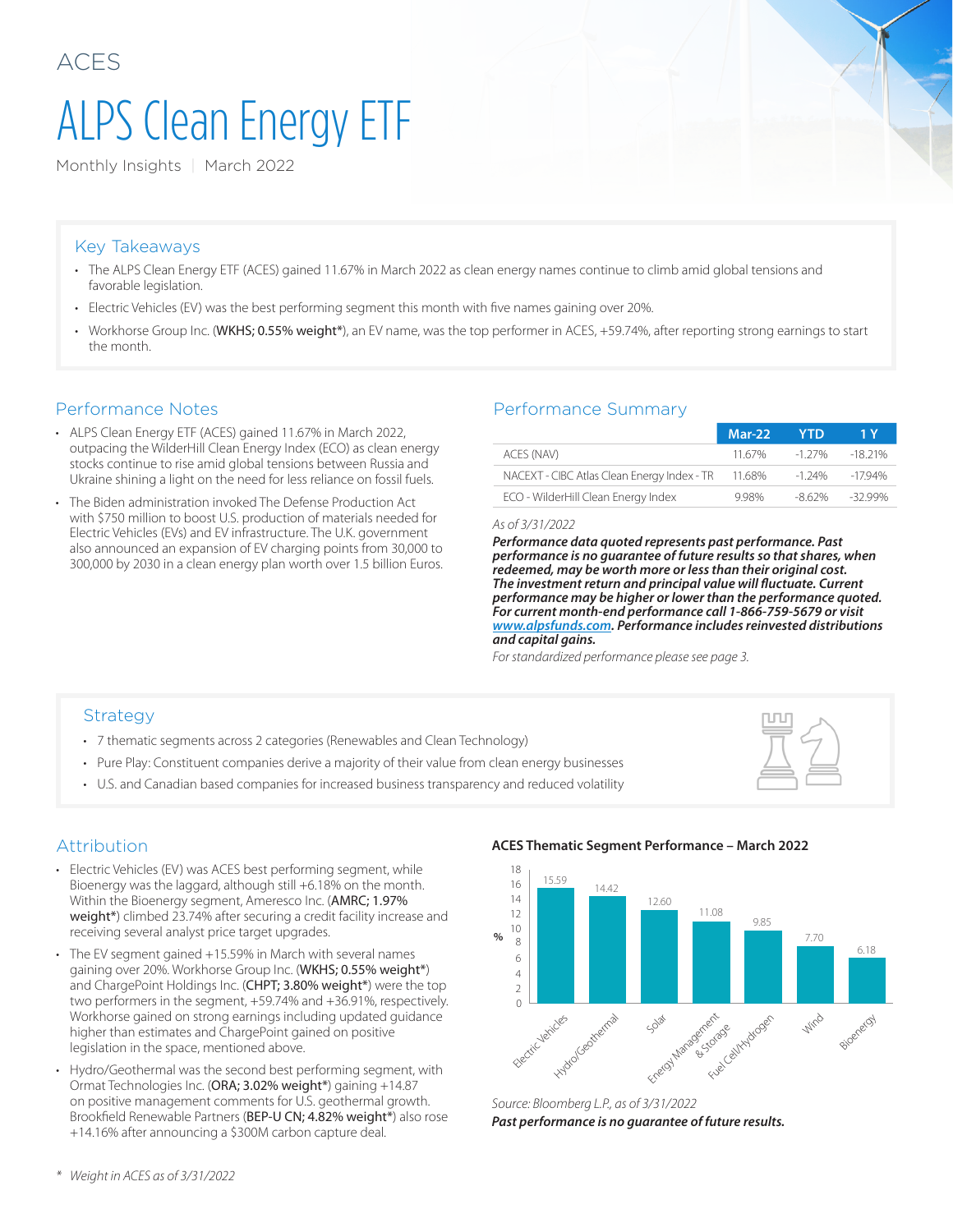ACES

# ALPS Clean Energy ETF

Monthly Insights | March 2022

## Key Takeaways

- The ALPS Clean Energy ETF (ACES) gained 11.67% in March 2022 as clean energy names continue to climb amid global tensions and favorable legislation.
- Electric Vehicles (EV) was the best performing segment this month with five names gaining over 20%.
- Workhorse Group Inc. (**WKHS; 0.55% weight***), an EV name, was the top performer in ACES, +59.74%, after reporting strong earnings to start the month.

## Performance Notes

- ALPS Clean Energy ETF (ACES) gained 11.67% in March 2022, outpacing the WilderHill Clean Energy Index (ECO) as clean energy stocks continue to rise amid global tensions between Russia and Ukraine shining a light on the need for less reliance on fossil fuels.
- The Biden administration invoked The Defense Production Act with $750 million to boost U.S. production of materials needed for Electric Vehicles (EVs) and EV infrastructure. The U.K. government also announced an expansion of EV charging points from 30,000 to 300,000 by 2030 in a clean energy plan worth over 1.5 billion Euros.

## Performance Summary

| | Mar-22 | YTD | 1 Y |
|---|---|---|---|
| ACES (NAV) | 11.67% | -1.27% | -18.21% |
| NACEXT - CIBC Atlas Clean Energy Index - TR | 11.68% | -1.24% | -17.94% |
| ECO - WilderHill Clean Energy Index | 9.98% | -8.62% | -32.99% |

*As of 3/31/2022*

***Performance data quoted represents past performance. Past performance is no guarantee of future results so that shares, when redeemed, may be worth more or less than their original cost. The investment return and principal value will fluctuate. Current performance may be higher or lower than the performance quoted. For current month-end performance call 1-866-759-5679 or visit www.alpsfunds.com. Performance includes reinvested distributions and capital gains.***

*For standardized performance please see page 3.*

## Strategy

- 7 thematic segments across 2 categories (Renewables and Clean Technology)
- Pure Play: Constituent companies derive a majority of their value from clean energy businesses
- U.S. and Canadian based companies for increased business transparency and reduced volatility

## Attribution

- Electric Vehicles (EV) was ACES best performing segment, while Bioenergy was the laggard, although still +6.18% on the month. Within the Bioenergy segment, Ameresco Inc. (**AMRC; 1.97% weight***) climbed 23.74% after securing a credit facility increase and receiving several analyst price target upgrades.
- The EV segment gained +15.59% in March with several names gaining over 20%. Workhorse Group Inc. (**WKHS; 0.55% weight***) and ChargePoint Holdings Inc. (**CHPT; 3.80% weight***) were the top two performers in the segment, +59.74% and +36.91%, respectively. Workhorse gained on strong earnings including updated guidance higher than estimates and ChargePoint gained on positive legislation in the space, mentioned above.
- Hydro/Geothermal was the second best performing segment, with Ormat Technologies Inc. (**ORA; 3.02% weight***) gaining +14.87 on positive management comments for U.S. geothermal growth. Brookfield Renewable Partners (**BEP-U CN; 4.82% weight***) also rose +14.16% after announcing a $300M carbon capture deal.

**ACES Thematic Segment Performance – March 2022**

| Segment | % |
|---|---|
| Electric Vehicles | 15.59 |
| Hydro/Geothermal | 14.42 |
| Solar | 12.60 |
| Energy Management & Storage | 11.08 |
| Fuel Cell/Hydrogen | 9.85 |
| Wind | 7.70 |
| Bioenergy | 6.18 |

*Source: Bloomberg L.P., as of 3/31/2022*

***Past performance is no guarantee of future results.***

\* *Weight in ACES as of 3/31/2022*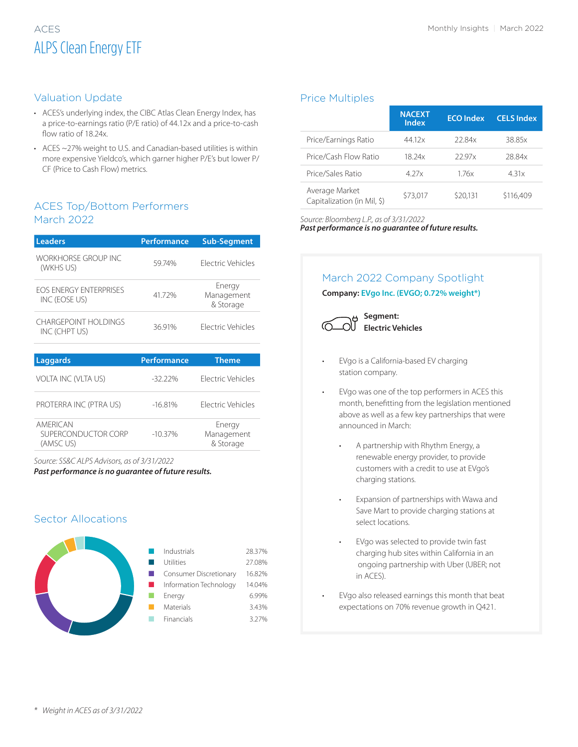# ACES

## ALPS Clean Energy ETF

## Valuation Update

- ACES's underlying index, the CIBC Atlas Clean Energy Index, has a price-to-earnings ratio (P/E ratio) of 44.12x and a price-to-cash flow ratio of 18.24x.
- ACES ~27% weight to U.S. and Canadian-based utilities is within more expensive Yieldco's, which garner higher P/E's but lower P/CF (Price to Cash Flow) metrics.

## ACES Top/Bottom Performers March 2022

| Leaders | Performance | Sub-Segment |
|---|---|---|
| WORKHORSE GROUP INC (WKHS US) | 59.74% | Electric Vehicles |
| EOS ENERGY ENTERPRISES INC (EOSE US) | 41.72% | Energy Management & Storage |
| CHARGEPOINT HOLDINGS INC (CHPT US) | 36.91% | Electric Vehicles |

| Laggards | Performance | Theme |
|---|---|---|
| VOLTA INC (VLTA US) | -32.22% | Electric Vehicles |
| PROTERRA INC (PTRA US) | -16.81% | Electric Vehicles |
| AMERICAN SUPERCONDUCTOR CORP (AMSC US) | -10.37% | Energy Management & Storage |

*Source: SS&C ALPS Advisors, as of 3/31/2022*
***Past performance is no guarantee of future results.***

## Sector Allocations

| Sector | Allocation |
|---|---|
| Industrials | 28.37% |
| Utilities | 27.08% |
| Consumer Discretionary | 16.82% |
| Information Technology | 14.04% |
| Energy | 6.99% |
| Materials | 3.43% |
| Financials | 3.27% |

## Price Multiples

| | NACEXT Index | ECO Index | CELS Index |
|---|---|---|---|
| Price/Earnings Ratio | 44.12x | 22.84x | 38.85x |
| Price/Cash Flow Ratio | 18.24x | 22.97x | 28.84x |
| Price/Sales Ratio | 4.27x | 1.76x | 4.31x |
| Average Market Capitalization (in Mil, $) | $73,017 | $20,131 | $116,409 |

*Source: Bloomberg L.P., as of 3/31/2022*
***Past performance is no guarantee of future results.***

## March 2022 Company Spotlight

**Company: EVgo Inc. (EVGO; 0.72% weight*)**

**Segment: Electric Vehicles**

- EVgo is a California-based EV charging station company.
- EVgo was one of the top performers in ACES this month, benefitting from the legislation mentioned above as well as a few key partnerships that were announced in March:
  - A partnership with Rhythm Energy, a renewable energy provider, to provide customers with a credit to use at EVgo's charging stations.
  - Expansion of partnerships with Wawa and Save Mart to provide charging stations at select locations.
  - EVgo was selected to provide twin fast charging hub sites within California in an ongoing partnership with Uber (UBER; not in ACES).
- EVgo also released earnings this month that beat expectations on 70% revenue growth in Q421.

*\* Weight in ACES as of 3/31/2022*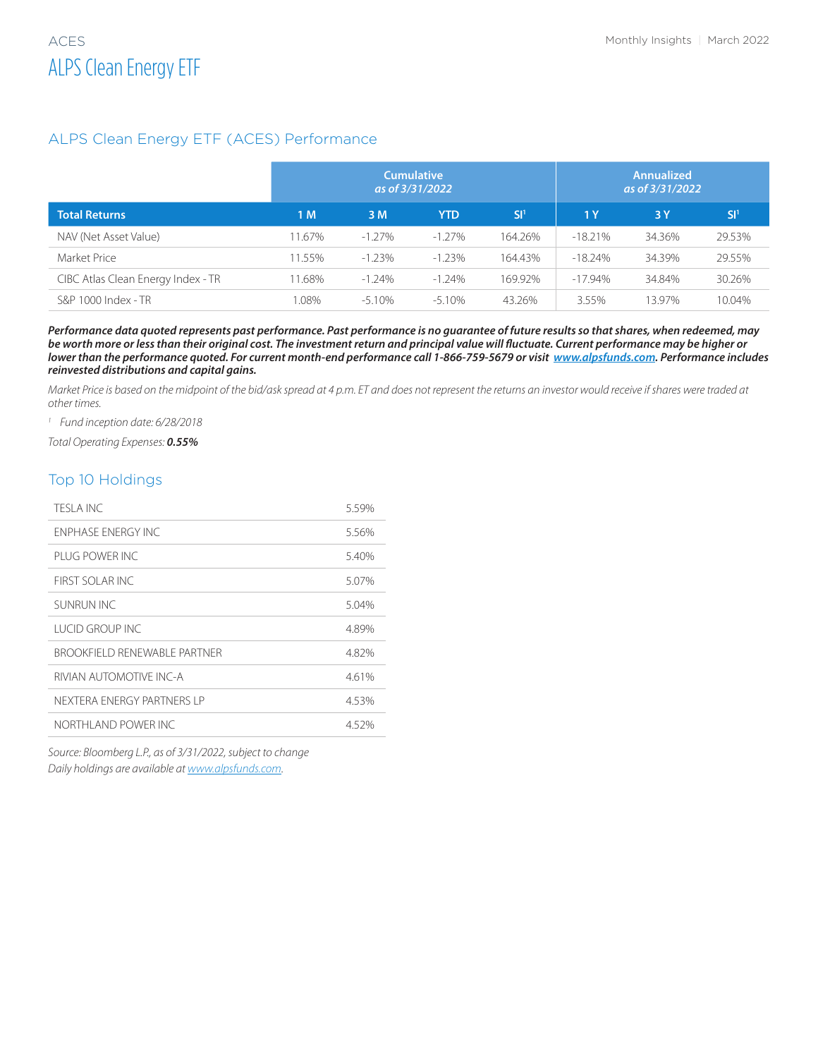ACES

# ALPS Clean Energy ETF

## ALPS Clean Energy ETF (ACES) Performance

| | Cumulative *as of 3/31/2022* | | | | Annualized *as of 3/31/2022* | | |
|---|---|---|---|---|---|---|---|
| **Total Returns** | **1 M** | **3 M** | **YTD** | **SI[1]** | **1 Y** | **3 Y** | **SI[1]** |
| NAV (Net Asset Value) | 11.67% | -1.27% | -1.27% | 164.26% | -18.21% | 34.36% | 29.53% |
| Market Price | 11.55% | -1.23% | -1.23% | 164.43% | -18.24% | 34.39% | 29.55% |
| CIBC Atlas Clean Energy Index - TR | 11.68% | -1.24% | -1.24% | 169.92% | -17.94% | 34.84% | 30.26% |
| S&P 1000 Index - TR | 1.08% | -5.10% | -5.10% | 43.26% | 3.55% | 13.97% | 10.04% |

***Performance data quoted represents past performance. Past performance is no guarantee of future results so that shares, when redeemed, may be worth more or less than their original cost. The investment return and principal value will fluctuate. Current performance may be higher or lower than the performance quoted. For current month-end performance call 1-866-759-5679 or visit www.alpsfunds.com. Performance includes reinvested distributions and capital gains.***

*Market Price is based on the midpoint of the bid/ask spread at 4 p.m. ET and does not represent the returns an investor would receive if shares were traded at other times.*

[1] *Fund inception date: 6/28/2018*

*Total Operating Expenses:* ***0.55%***

## Top 10 Holdings

| | |
|---|---|
| TESLA INC | 5.59% |
| ENPHASE ENERGY INC | 5.56% |
| PLUG POWER INC | 5.40% |
| FIRST SOLAR INC | 5.07% |
| SUNRUN INC | 5.04% |
| LUCID GROUP INC | 4.89% |
| BROOKFIELD RENEWABLE PARTNER | 4.82% |
| RIVIAN AUTOMOTIVE INC-A | 4.61% |
| NEXTERA ENERGY PARTNERS LP | 4.53% |
| NORTHLAND POWER INC | 4.52% |

*Source: Bloomberg L.P., as of 3/31/2022, subject to change*
*Daily holdings are available at www.alpsfunds.com.*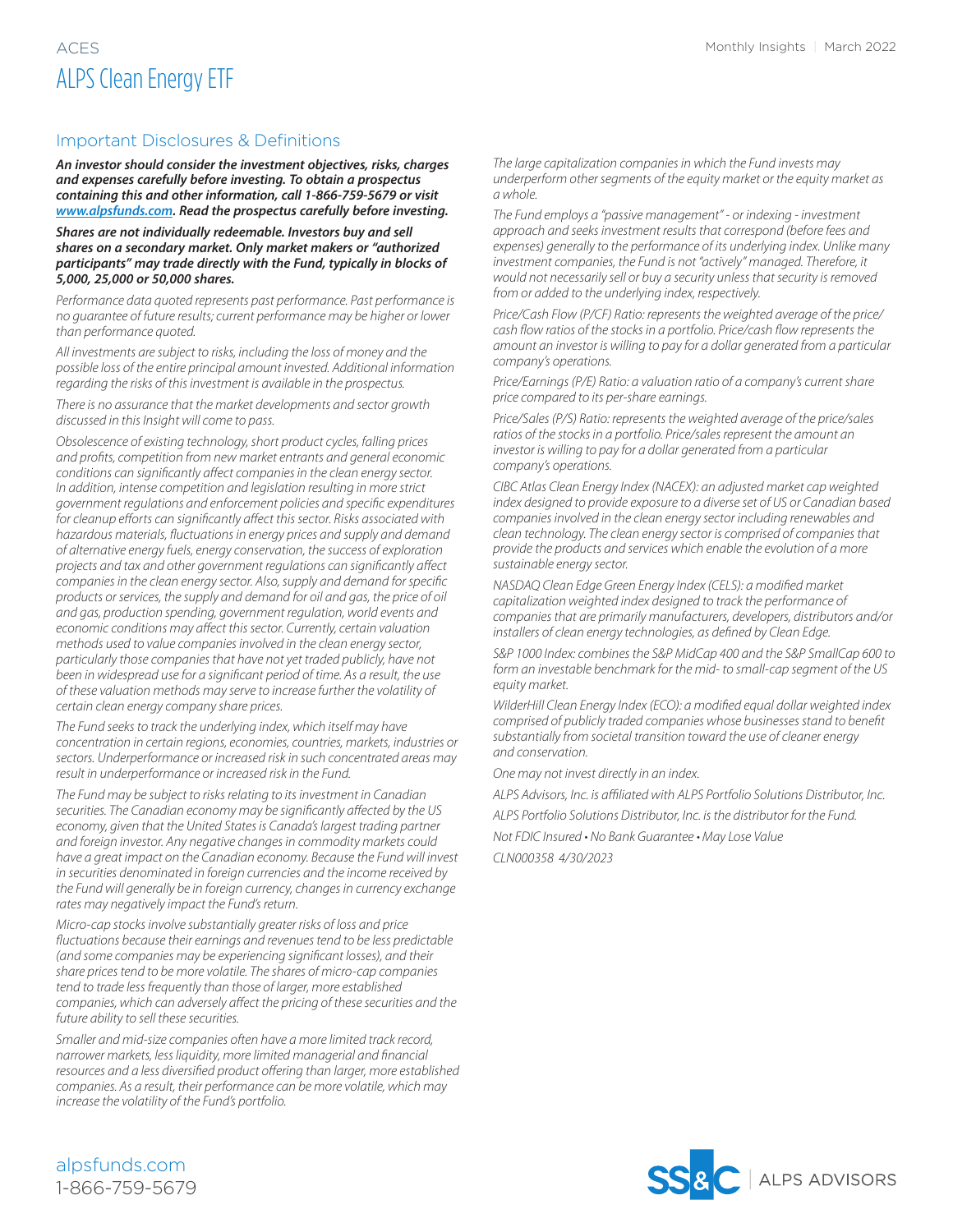## Important Disclosures & Definitions

***An investor should consider the investment objectives, risks, charges and expenses carefully before investing. To obtain a prospectus containing this and other information, call 1-866-759-5679 or visit [www.alpsfunds.com](http://www.alpsfunds.com). Read the prospectus carefully before investing.***

***Shares are not individually redeemable. Investors buy and sell shares on a secondary market. Only market makers or "authorized participants" may trade directly with the Fund, typically in blocks of 5,000, 25,000 or 50,000 shares.***

*Performance data quoted represents past performance. Past performance is no guarantee of future results; current performance may be higher or lower than performance quoted.*

*All investments are subject to risks, including the loss of money and the possible loss of the entire principal amount invested. Additional information regarding the risks of this investment is available in the prospectus.*

*There is no assurance that the market developments and sector growth discussed in this Insight will come to pass.*

*Obsolescence of existing technology, short product cycles, falling prices and profits, competition from new market entrants and general economic conditions can significantly affect companies in the clean energy sector. In addition, intense competition and legislation resulting in more strict government regulations and enforcement policies and specific expenditures for cleanup efforts can significantly affect this sector. Risks associated with hazardous materials, fluctuations in energy prices and supply and demand of alternative energy fuels, energy conservation, the success of exploration projects and tax and other government regulations can significantly affect companies in the clean energy sector. Also, supply and demand for specific products or services, the supply and demand for oil and gas, the price of oil and gas, production spending, government regulation, world events and economic conditions may affect this sector. Currently, certain valuation methods used to value companies involved in the clean energy sector, particularly those companies that have not yet traded publicly, have not been in widespread use for a significant period of time. As a result, the use of these valuation methods may serve to increase further the volatility of certain clean energy company share prices.*

*The Fund seeks to track the underlying index, which itself may have concentration in certain regions, economies, countries, markets, industries or sectors. Underperformance or increased risk in such concentrated areas may result in underperformance or increased risk in the Fund.*

*The Fund may be subject to risks relating to its investment in Canadian securities. The Canadian economy may be significantly affected by the US economy, given that the United States is Canada's largest trading partner and foreign investor. Any negative changes in commodity markets could have a great impact on the Canadian economy. Because the Fund will invest in securities denominated in foreign currencies and the income received by the Fund will generally be in foreign currency, changes in currency exchange rates may negatively impact the Fund's return.*

*Micro-cap stocks involve substantially greater risks of loss and price fluctuations because their earnings and revenues tend to be less predictable (and some companies may be experiencing significant losses), and their share prices tend to be more volatile. The shares of micro-cap companies tend to trade less frequently than those of larger, more established companies, which can adversely affect the pricing of these securities and the future ability to sell these securities.*

*Smaller and mid-size companies often have a more limited track record, narrower markets, less liquidity, more limited management and financial resources and a less diversified product offering than larger, more established companies. As a result, their performance can be more volatile, which may increase the volatility of the Fund's portfolio.*

*The large capitalization companies in which the Fund invests may underperform other segments of the equity market or the equity market as a whole.*

*The Fund employs a "passive management" - or indexing - investment approach and seeks investment results that correspond (before fees and expenses) generally to the performance of its underlying index. Unlike many investment companies, the Fund is not "actively" managed. Therefore, it would not necessarily sell or buy a security unless that security is removed from or added to the underlying index, respectively.*

*Price/Cash Flow (P/CF) Ratio: represents the weighted average of the price/cash flow ratios of the stocks in a portfolio. Price/cash flow represents the amount an investor is willing to pay for a dollar generated from a particular company's operations.*

*Price/Earnings (P/E) Ratio: a valuation ratio of a company's current share price compared to its per-share earnings.*

*Price/Sales (P/S) Ratio: represents the weighted average of the price/sales ratios of the stocks in a portfolio. Price/sales represent the amount an investor is willing to pay for a dollar generated from a particular company's operations.*

*CIBC Atlas Clean Energy Index (NACEX): an adjusted market cap weighted index designed to provide exposure to a diverse set of US or Canadian based companies involved in the clean energy sector including renewables and clean technology. The clean energy sector is comprised of companies that provide the products and services which enable the evolution of a more sustainable energy sector.*

*NASDAQ Clean Edge Green Energy Index (CELS): a modified market capitalization weighted index designed to track the performance of companies that are primarily manufacturers, developers, distributors and/or installers of clean energy technologies, as defined by Clean Edge.*

*S&P 1000 Index: combines the S&P MidCap 400 and the S&P SmallCap 600 to form an investable benchmark for the mid- to small-cap segment of the US equity market.*

*WilderHill Clean Energy Index (ECO): a modified equal dollar weighted index comprised of publicly traded companies whose businesses stand to benefit substantially from societal transition toward the use of cleaner energy and conservation.*

*One may not invest directly in an index.*

*ALPS Advisors, Inc. is affiliated with ALPS Portfolio Solutions Distributor, Inc.*

*ALPS Portfolio Solutions Distributor, Inc. is the distributor for the Fund.*

*Not FDIC Insured • No Bank Guarantee • May Lose Value*

*CLN000358 4/30/2023*

alpsfunds.com
1-866-759-5679

SS&C | ALPS ADVISORS